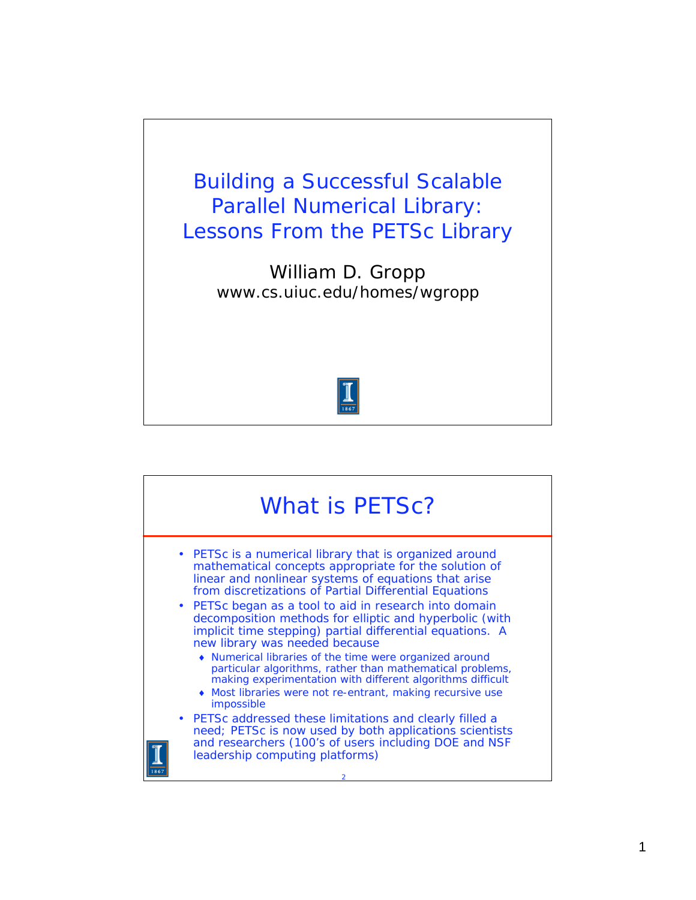# Building a Successful Scalable Parallel Numerical Library: Lessons From the PETSc Library

William D. Gropp
www.cs.uiuc.edu/homes/wgropp

## What is PETSc?

- PETSc is a numerical library that is organized around mathematical concepts appropriate for the solution of linear and nonlinear systems of equations that arise from discretizations of Partial Differential Equations
- PETSc began as a tool to aid in research into domain decomposition methods for elliptic and hyperbolic (with implicit time stepping) partial differential equations. A new library was needed because
  - Numerical libraries of the time were organized around particular algorithms, rather than mathematical problems, making experimentation with different algorithms difficult
  - Most libraries were not re-entrant, making recursive use impossible
- PETSc addressed these limitations and clearly filled a need; PETSc is now used by both applications scientists and researchers (100's of users including DOE and NSF leadership computing platforms)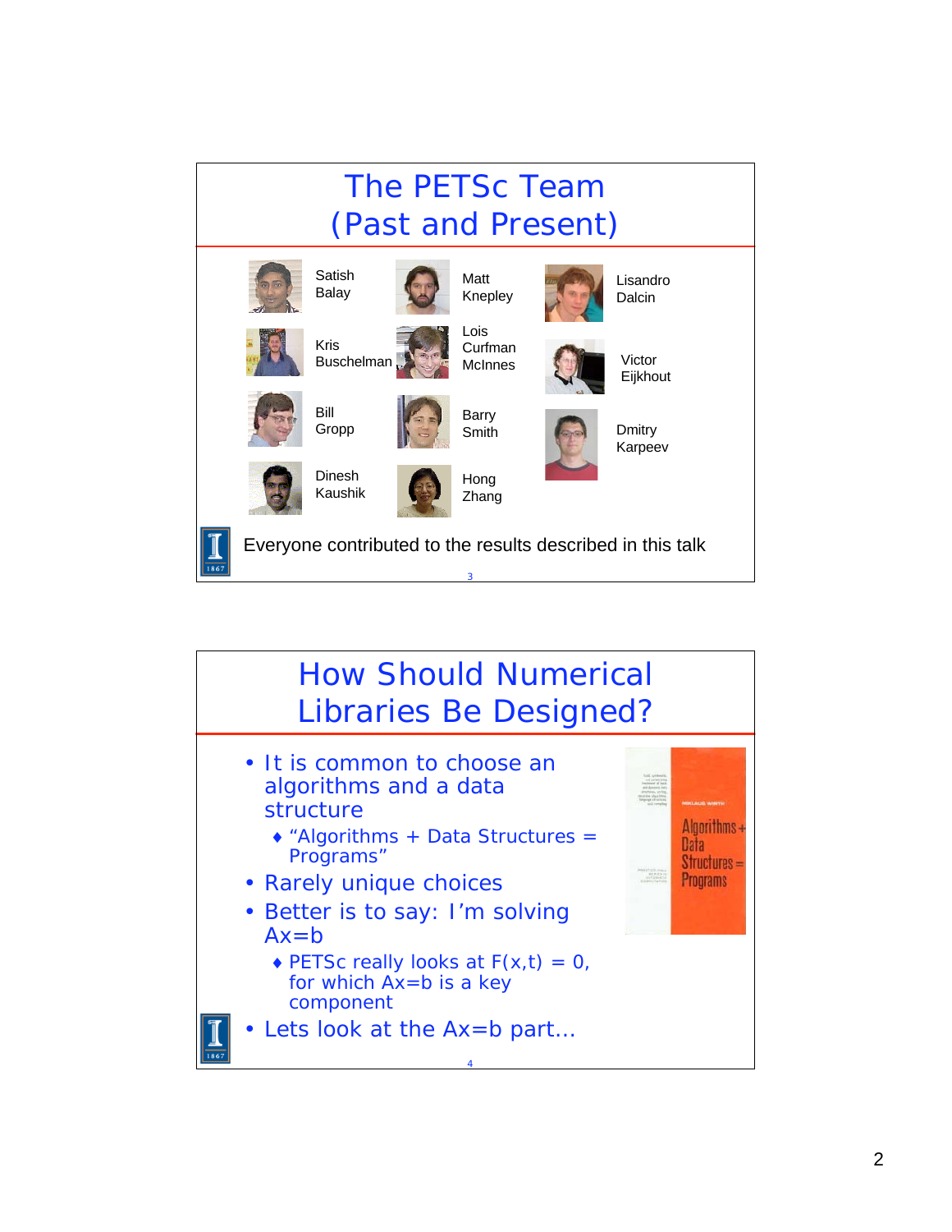# The PETSc Team (Past and Present)

Satish Balay

Matt Knepley

Lisandro Dalcin

Kris Buschelman

Lois Curfman McInnes

Victor Eijkhout

Bill Gropp

Barry Smith

Dmitry Karpeev

Dinesh Kaushik

Hong Zhang

Everyone contributed to the results described in this talk

# How Should Numerical Libraries Be Designed?

- It is common to choose an algorithms and a data structure
  - "Algorithms + Data Structures = Programs"
- Rarely unique choices
- Better is to say: I'm solving Ax=b
  - PETSc really looks at F(x,t) = 0, for which Ax=b is a key component
- Lets look at the Ax=b part…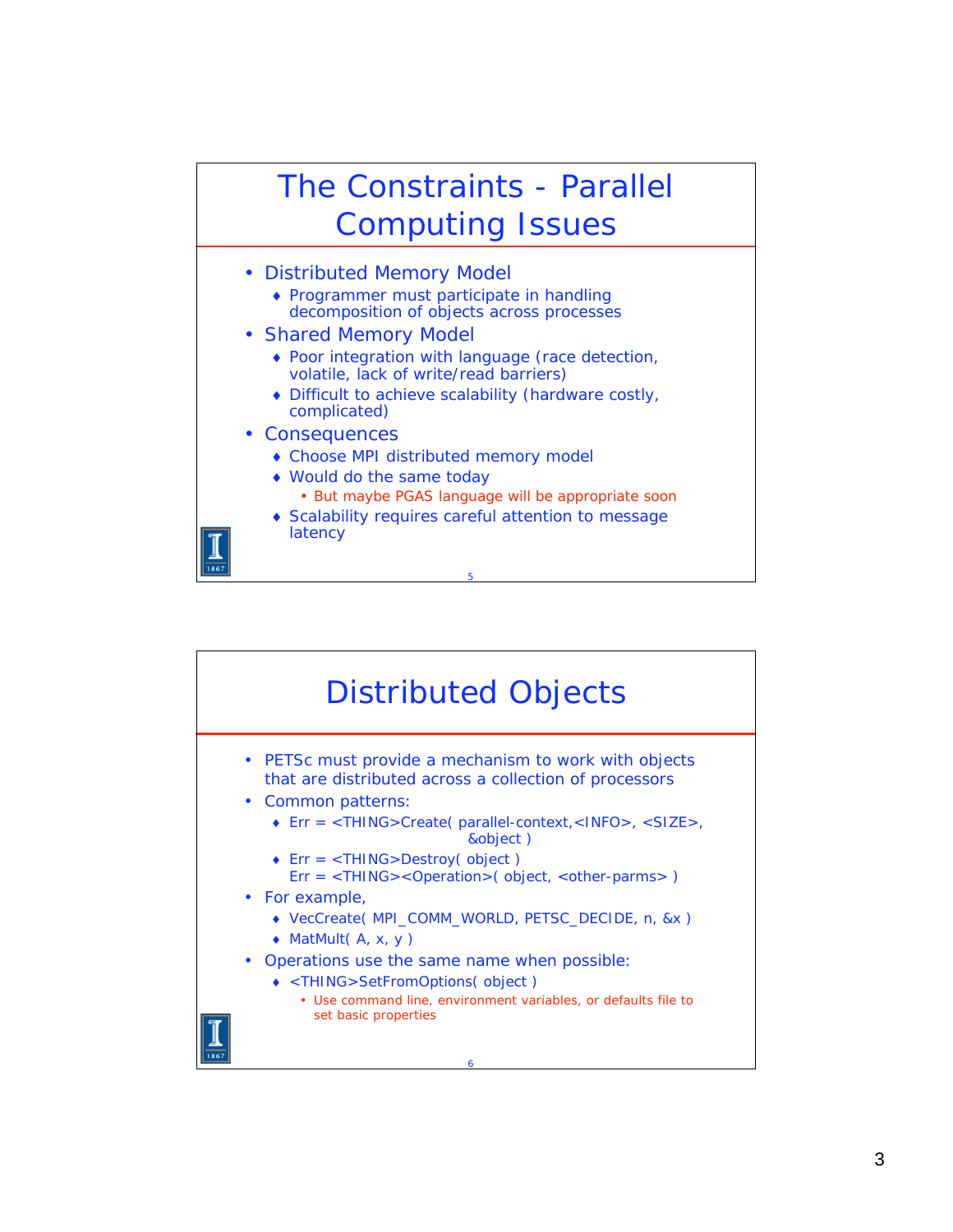## The Constraints - Parallel Computing Issues

- Distributed Memory Model
  - Programmer must participate in handling decomposition of objects across processes
- Shared Memory Model
  - Poor integration with language (race detection, volatile, lack of write/read barriers)
  - Difficult to achieve scalability (hardware costly, complicated)
- Consequences
  - Choose MPI distributed memory model
  - Would do the same today
    - But maybe PGAS language will be appropriate soon
  - Scalability requires careful attention to message latency

## Distributed Objects

- PETSc must provide a mechanism to work with objects that are distributed across a collection of processors
- Common patterns:
  - Err = <THING>Create( parallel-context,<INFO>, <SIZE>, &object )
  - Err = <THING>Destroy( object )  
    Err = <THING><Operation>( object, <other-parms> )
- For example,
  - VecCreate( MPI_COMM_WORLD, PETSC_DECIDE, n, &x )
  - MatMult( A, x, y )
- Operations use the same name when possible:
  - <THING>SetFromOptions( object )
    - Use command line, environment variables, or defaults file to set basic properties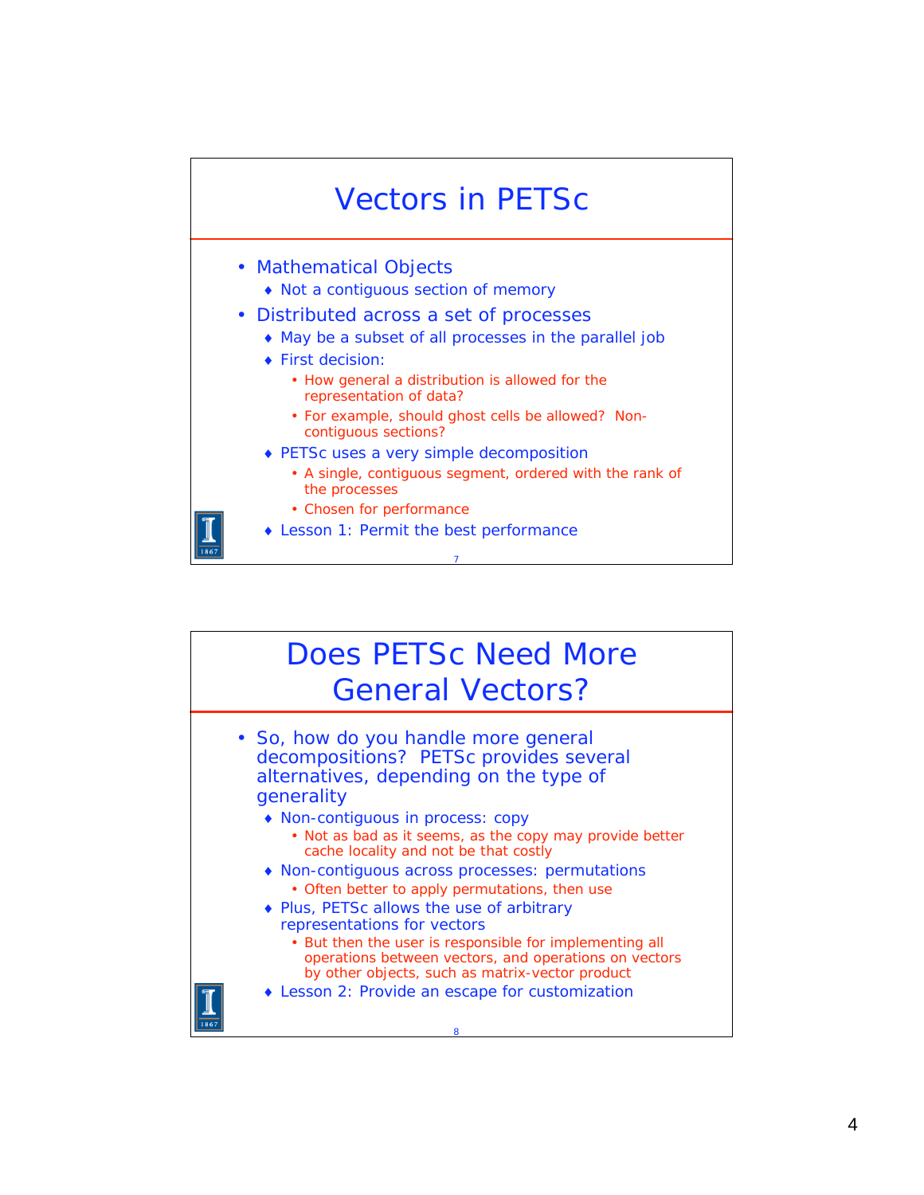# Vectors in PETSc

- Mathematical Objects
  - Not a contiguous section of memory
- Distributed across a set of processes
  - May be a subset of all processes in the parallel job
  - First decision:
    - How general a distribution is allowed for the representation of data?
    - For example, should ghost cells be allowed? Non-contiguous sections?
  - PETSc uses a very simple decomposition
    - A single, contiguous segment, ordered with the rank of the processes
    - Chosen for performance
  - Lesson 1: Permit the best performance

# Does PETSc Need More General Vectors?

- So, how do you handle more general decompositions? PETSc provides several alternatives, depending on the type of generality
  - Non-contiguous in process: copy
    - Not as bad as it seems, as the copy may provide better cache locality and not be that costly
  - Non-contiguous across processes: permutations
    - Often better to apply permutations, then use
  - Plus, PETSc allows the use of arbitrary representations for vectors
    - But then the user is responsible for implementing all operations between vectors, and operations on vectors by other objects, such as matrix-vector product
  - Lesson 2: Provide an escape for customization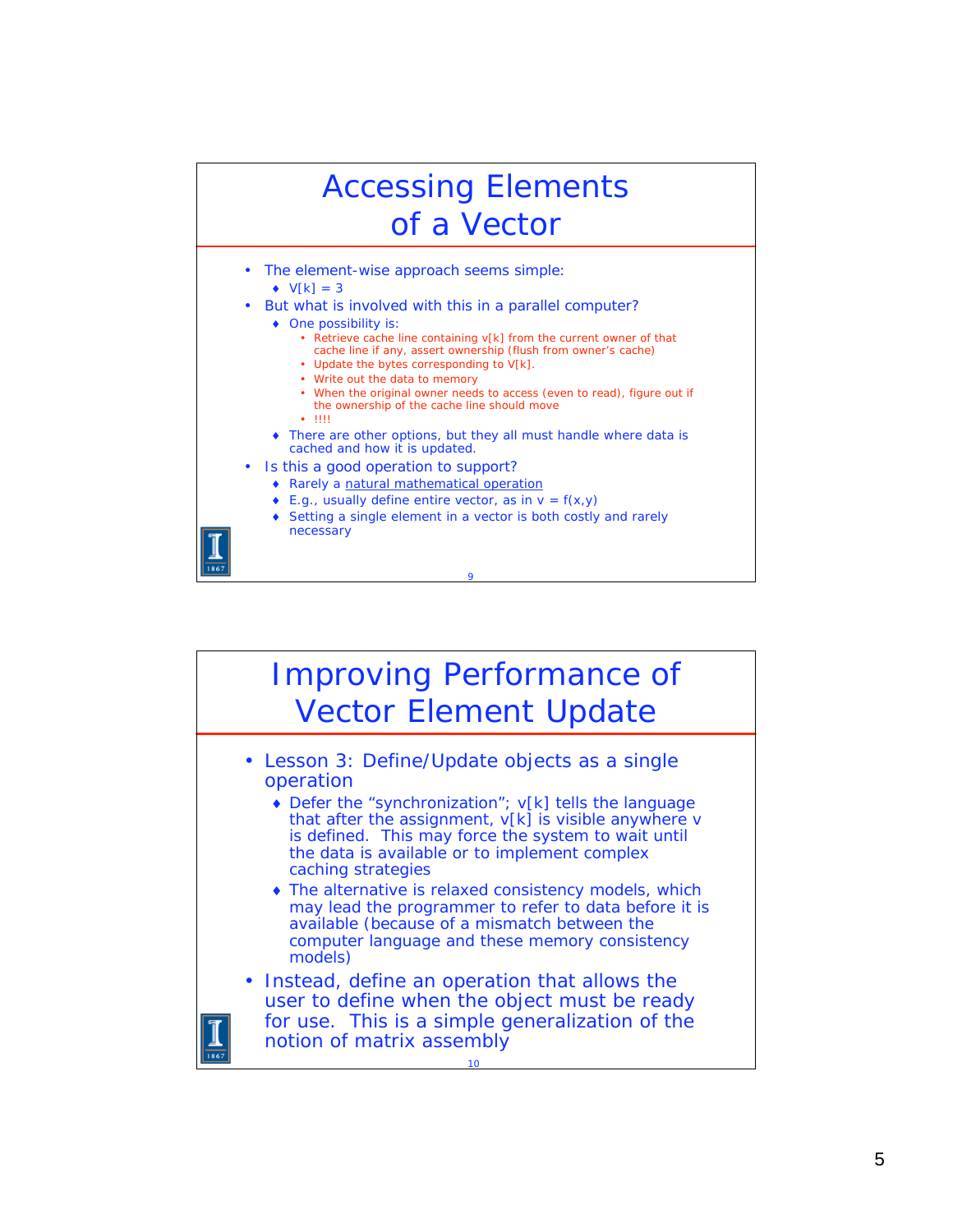# Accessing Elements of a Vector

- The element-wise approach seems simple:
  - V[k] = 3
- But what is involved with this in a parallel computer?
  - One possibility is:
    - Retrieve cache line containing v[k] from the current owner of that cache line if any, assert ownership (flush from owner's cache)
    - Update the bytes corresponding to V[k].
    - Write out the data to memory
    - When the original owner needs to access (even to read), figure out if the ownership of the cache line should move
    - !!!!
  - There are other options, but they all must handle where data is cached and how it is updated.
- Is this a good operation to support?
  - Rarely a natural mathematical operation
  - E.g., usually define entire vector, as in v = f(x,y)
  - Setting a single element in a vector is both costly and rarely necessary

# Improving Performance of Vector Element Update

- Lesson 3: Define/Update objects as a single operation
  - Defer the "synchronization"; v[k] tells the language that after the assignment, v[k] is visible anywhere v is defined. This may force the system to wait until the data is available or to implement complex caching strategies
  - The alternative is relaxed consistency models, which may lead the programmer to refer to data before it is available (because of a mismatch between the computer language and these memory consistency models)
- Instead, define an operation that allows the user to define when the object must be ready for use. This is a simple generalization of the notion of matrix assembly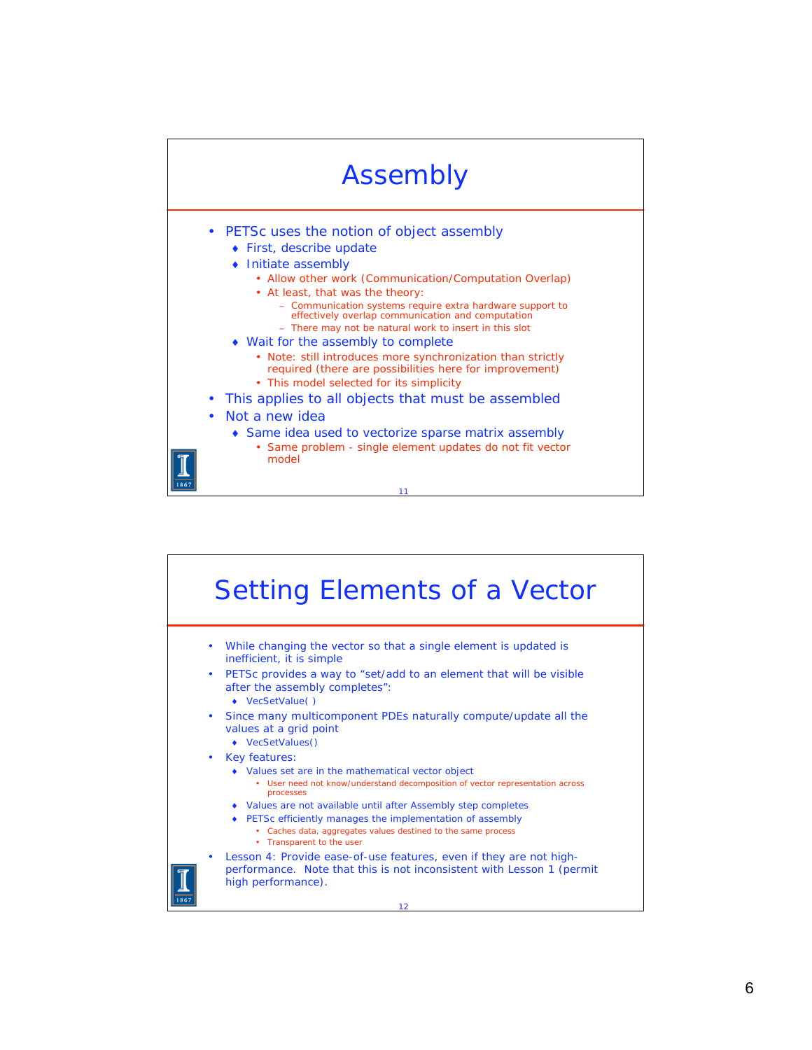## Assembly

- PETSc uses the notion of object assembly
  - First, describe update
  - Initiate assembly
    - Allow other work (Communication/Computation Overlap)
    - At least, that was the theory:
      - Communication systems require extra hardware support to effectively overlap communication and computation
      - There may not be natural work to insert in this slot
  - Wait for the assembly to complete
    - Note: still introduces more synchronization than strictly required (there are possibilities here for improvement)
    - This model selected for its simplicity
- This applies to all objects that must be assembled
- Not a new idea
  - Same idea used to vectorize sparse matrix assembly
    - Same problem - single element updates do not fit vector model

## Setting Elements of a Vector

- While changing the vector so that a single element is updated is inefficient, it is simple
- PETSc provides a way to "set/add to an element that will be visible after the assembly completes":
  - VecSetValue( )
- Since many multicomponent PDEs naturally compute/update all the values at a grid point
  - VecSetValues()
- Key features:
  - Values set are in the mathematical vector object
    - User need not know/understand decomposition of vector representation across processes
  - Values are not available until after Assembly step completes
  - PETSc efficiently manages the implementation of assembly
    - Caches data, aggregates values destined to the same process
    - Transparent to the user
- Lesson 4: Provide ease-of-use features, even if they are not high-performance. Note that this is not inconsistent with Lesson 1 (permit high performance).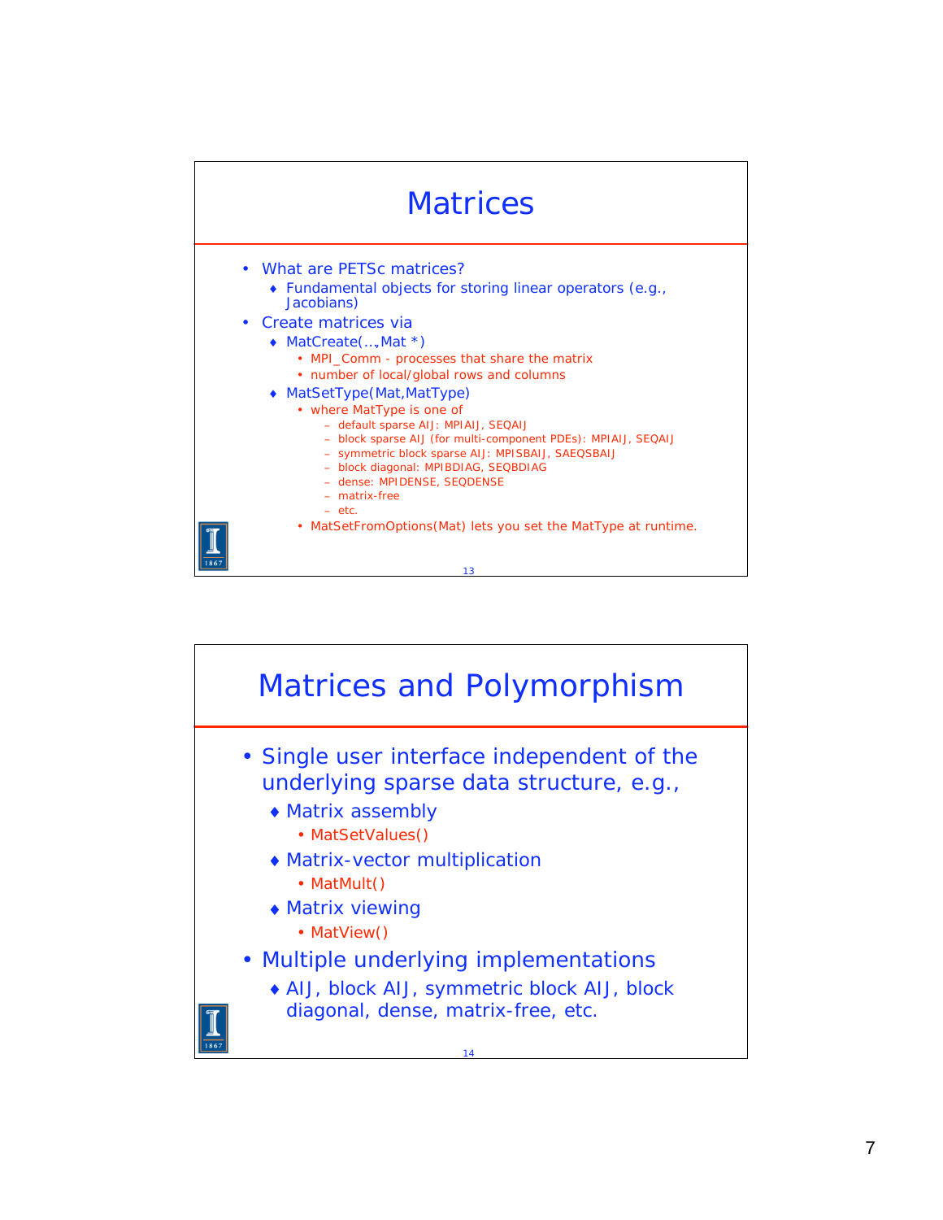# Matrices

- What are PETSc matrices?
  - Fundamental objects for storing linear operators (e.g., Jacobians)
- Create matrices via
  - MatCreate(…,Mat *)
    - MPI_Comm - processes that share the matrix
    - number of local/global rows and columns
  - MatSetType(Mat,MatType)
    - where MatType is one of
      - default sparse AIJ: MPIAIJ, SEQAIJ
      - block sparse AIJ (for multi-component PDEs): MPIAIJ, SEQAIJ
      - symmetric block sparse AIJ: MPISBAIJ, SAEQSBAIJ
      - block diagonal: MPIBDIAG, SEQBDIAG
      - dense: MPIDENSE, SEQDENSE
      - matrix-free
      - etc.
    - MatSetFromOptions(Mat) lets you set the MatType at runtime.

# Matrices and Polymorphism

- Single user interface independent of the underlying sparse data structure, e.g.,
  - Matrix assembly
    - MatSetValues()
  - Matrix-vector multiplication
    - MatMult()
  - Matrix viewing
    - MatView()
- Multiple underlying implementations
  - AIJ, block AIJ, symmetric block AIJ, block diagonal, dense, matrix-free, etc.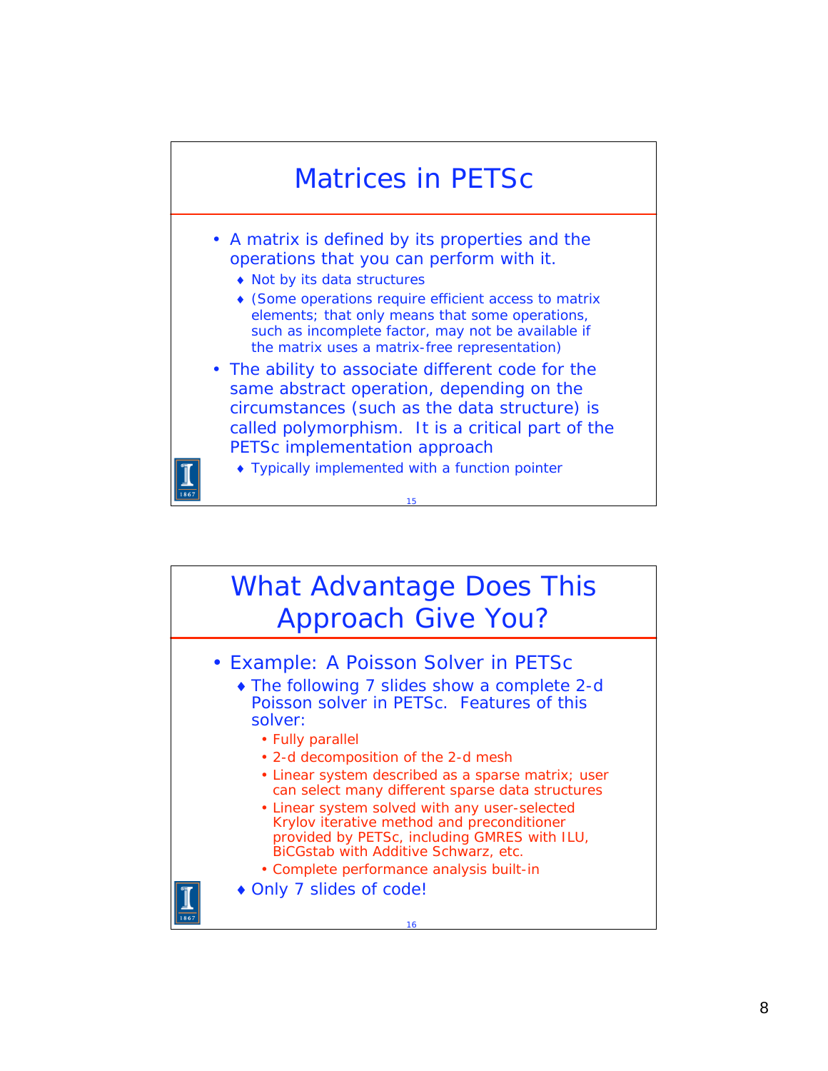## Matrices in PETSc

- A matrix is defined by its properties and the operations that you can perform with it.
  - Not by its data structures
  - (Some operations require efficient access to matrix elements; that only means that some operations, such as incomplete factor, may not be available if the matrix uses a matrix-free representation)
- The ability to associate different code for the same abstract operation, depending on the circumstances (such as the data structure) is called polymorphism. It is a critical part of the PETSc implementation approach
  - Typically implemented with a function pointer

## What Advantage Does This Approach Give You?

- Example: A Poisson Solver in PETSc
  - The following 7 slides show a complete 2-d Poisson solver in PETSc. Features of this solver:
    - Fully parallel
    - 2-d decomposition of the 2-d mesh
    - Linear system described as a sparse matrix; user can select many different sparse data structures
    - Linear system solved with any user-selected Krylov iterative method and preconditioner provided by PETSc, including GMRES with ILU, BiCGstab with Additive Schwarz, etc.
    - Complete performance analysis built-in
  - Only 7 slides of code!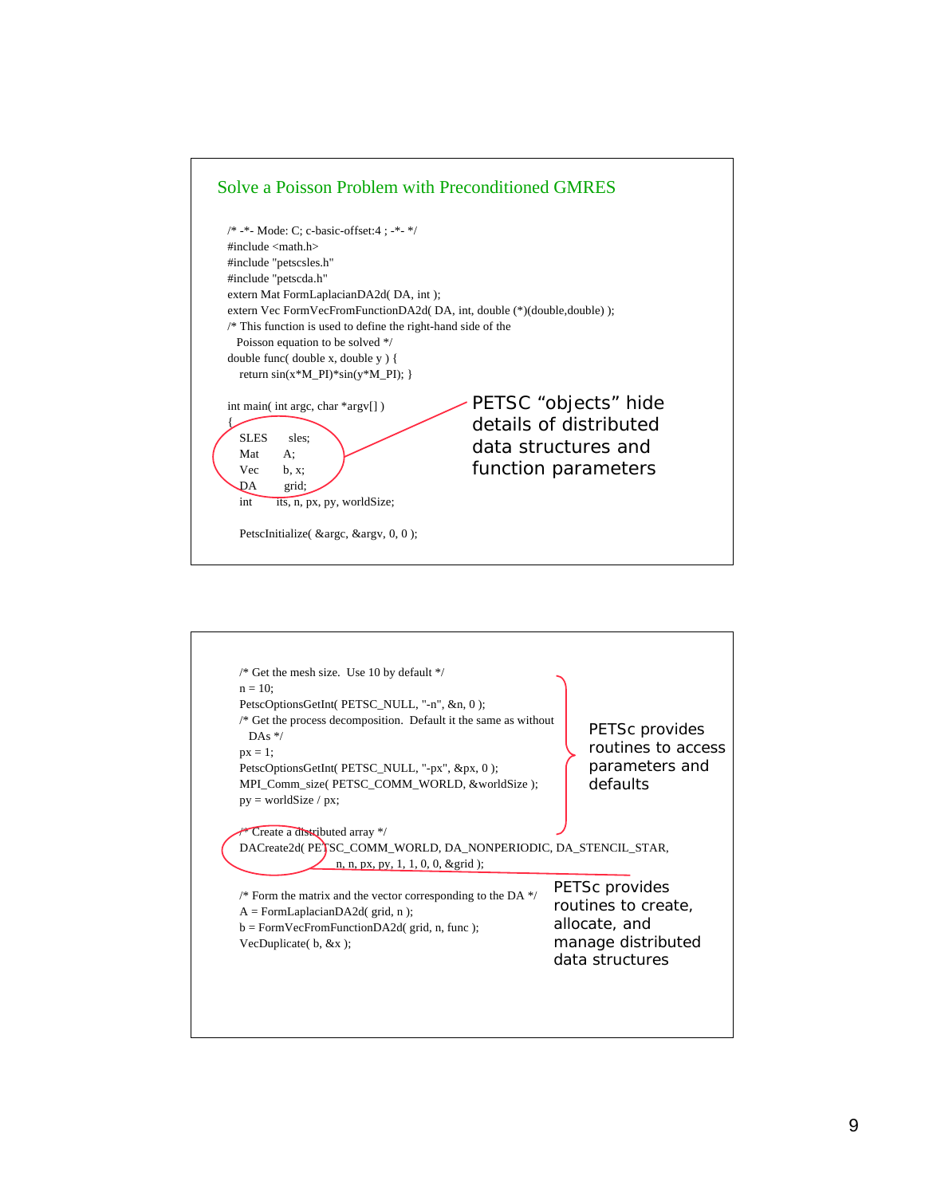## Solve a Poisson Problem with Preconditioned GMRES

```
/* -*- Mode: C; c-basic-offset:4 ; -*- */
#include <math.h>
#include "petscsles.h"
#include "petscda.h"
extern Mat FormLaplacianDA2d( DA, int );
extern Vec FormVecFromFunctionDA2d( DA, int, double (*)(double,double) );
/* This function is used to define the right-hand side of the
   Poisson equation to be solved */
double func( double x, double y ) {
    return sin(x*M_PI)*sin(y*M_PI); }

int main( int argc, char *argv[] )
{
    SLES     sles;
    Mat      A;
    Vec      b, x;
    DA       grid;
    int      its, n, px, py, worldSize;

    PetscInitialize( &argc, &argv, 0, 0 );
```

PETSC “objects” hide details of distributed data structures and function parameters

```
    /* Get the mesh size.  Use 10 by default */
    n = 10;
    PetscOptionsGetInt( PETSC_NULL, "-n", &n, 0 );
    /* Get the process decomposition.  Default it the same as without
       DAs */
    px = 1;
    PetscOptionsGetInt( PETSC_NULL, "-px", &px, 0 );
    MPI_Comm_size( PETSC_COMM_WORLD, &worldSize );
    py = worldSize / px;

    /* Create a distributed array */
    DACreate2d( PETSC_COMM_WORLD, DA_NONPERIODIC, DA_STENCIL_STAR,
                n, n, px, py, 1, 1, 0, 0, &grid );

    /* Form the matrix and the vector corresponding to the DA */
    A = FormLaplacianDA2d( grid, n );
    b = FormVecFromFunctionDA2d( grid, n, func );
    VecDuplicate( b, &x );
```

PETSc provides routines to access parameters and defaults

PETSc provides routines to create, allocate, and manage distributed data structures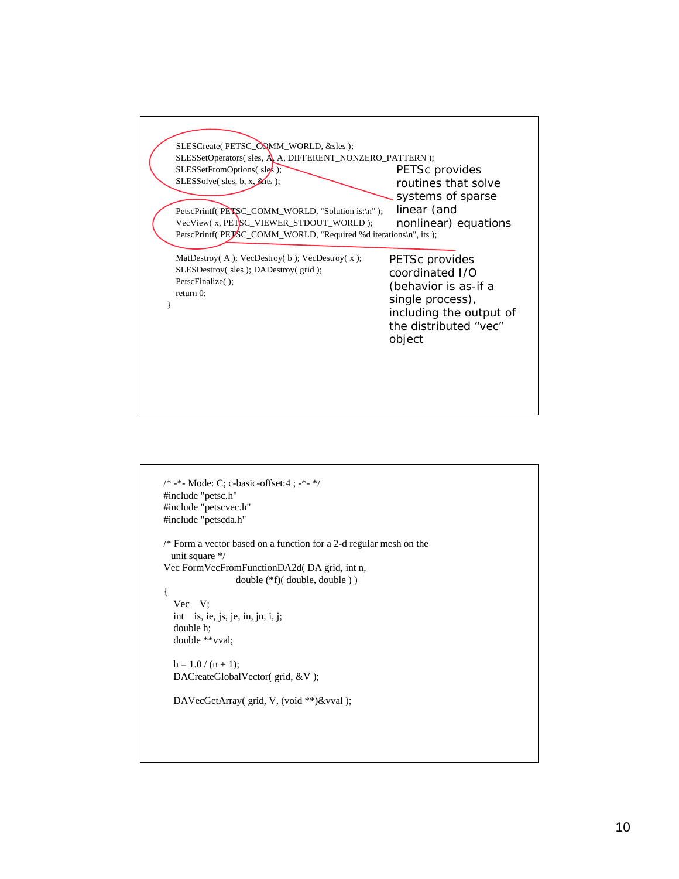```
    SLESCreate( PETSC_COMM_WORLD, &sles );
    SLESSetOperators( sles, A, A, DIFFERENT_NONZERO_PATTERN );
    SLESSetFromOptions( sles );
    SLESSolve( sles, b, x, &its );

    PetscPrintf( PETSC_COMM_WORLD, "Solution is:\n" );
    VecView( x, PETSC_VIEWER_STDOUT_WORLD );
    PetscPrintf( PETSC_COMM_WORLD, "Required %d iterations\n", its );

    MatDestroy( A ); VecDestroy( b ); VecDestroy( x );
    SLESDestroy( sles ); DADestroy( grid );
    PetscFinalize( );
    return 0;
  }
```

PETSc provides routines that solve systems of sparse linear (and nonlinear) equations

PETSc provides coordinated I/O (behavior is as-if a single process), including the output of the distributed "vec" object

```
/* -*- Mode: C; c-basic-offset:4 ; -*- */
#include "petsc.h"
#include "petscvec.h"
#include "petscda.h"

/* Form a vector based on a function for a 2-d regular mesh on the
   unit square */
Vec FormVecFromFunctionDA2d( DA grid, int n,
                        double (*f)( double, double ) )
{
    Vec    V;
    int    is, ie, js, je, in, jn, i, j;
    double h;
    double **vval;

    h = 1.0 / (n + 1);
    DACreateGlobalVector( grid, &V );

    DAVecGetArray( grid, V, (void **)&vval );
```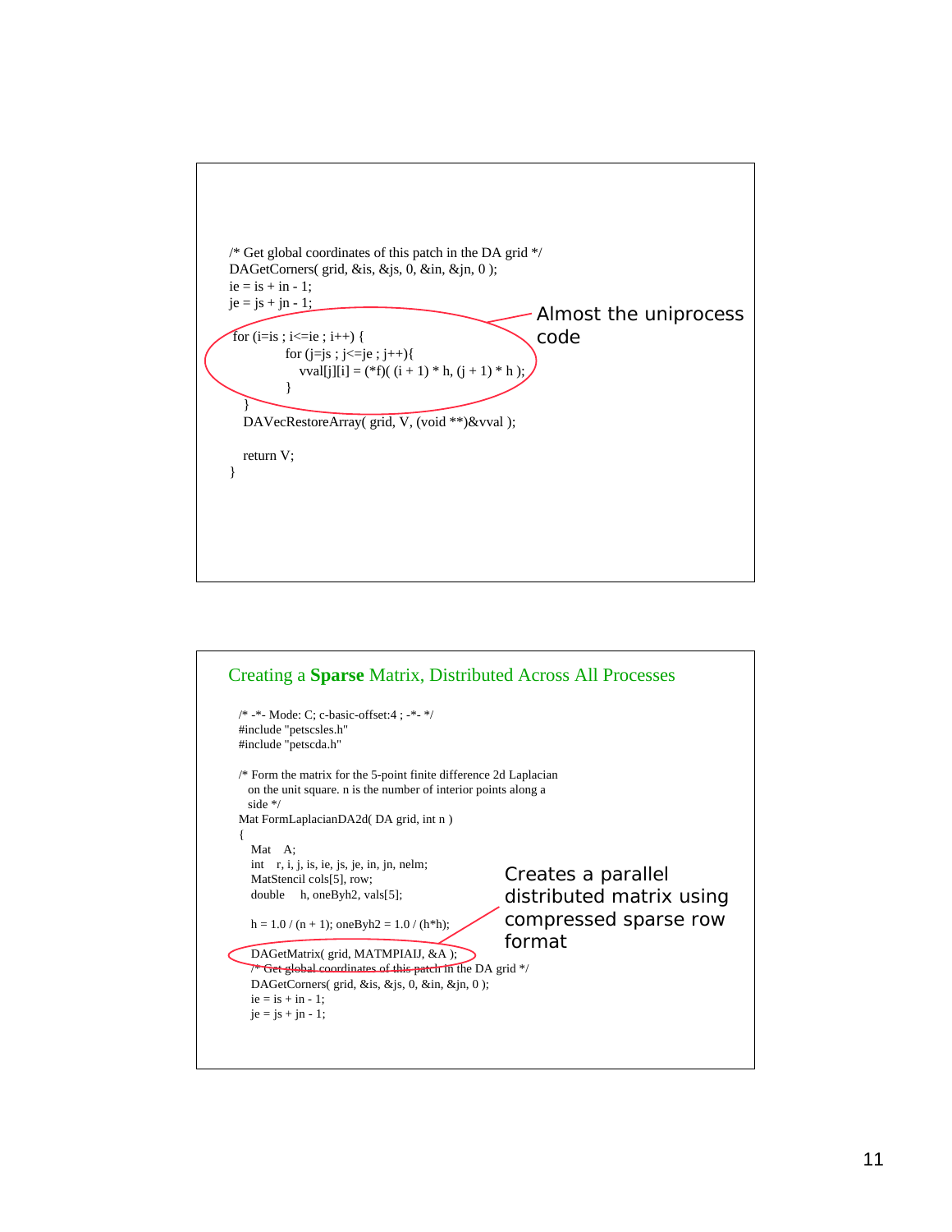```c
/* Get global coordinates of this patch in the DA grid */
DAGetCorners( grid, &is, &js, 0, &in, &jn, 0 );
ie = is + in - 1;
je = js + jn - 1;

for (i=is ; i<=ie ; i++) {
        for (j=js ; j<=je ; j++){
          vval[j][i] = (*f)( (i + 1) * h, (j + 1) * h );
        }
  }
  DAVecRestoreArray( grid, V, (void **)&vval );

  return V;
}
```

Almost the uniprocess code

## Creating a **Sparse** Matrix, Distributed Across All Processes

```c
/* -*- Mode: C; c-basic-offset:4 ; -*- */
#include "petscsles.h"
#include "petscda.h"

/* Form the matrix for the 5-point finite difference 2d Laplacian
   on the unit square. n is the number of interior points along a
   side */
Mat FormLaplacianDA2d( DA grid, int n )
{
   Mat    A;
   int    r, i, j, is, ie, js, je, in, jn, nelm;
   MatStencil cols[5], row;
   double     h, oneByh2, vals[5];

   h = 1.0 / (n + 1); oneByh2 = 1.0 / (h*h);

   DAGetMatrix( grid, MATMPIAIJ, &A );
   /* Get global coordinates of this patch in the DA grid */
   DAGetCorners( grid, &is, &js, 0, &in, &jn, 0 );
   ie = is + in - 1;
   je = js + jn - 1;
```

Creates a parallel distributed matrix using compressed sparse row format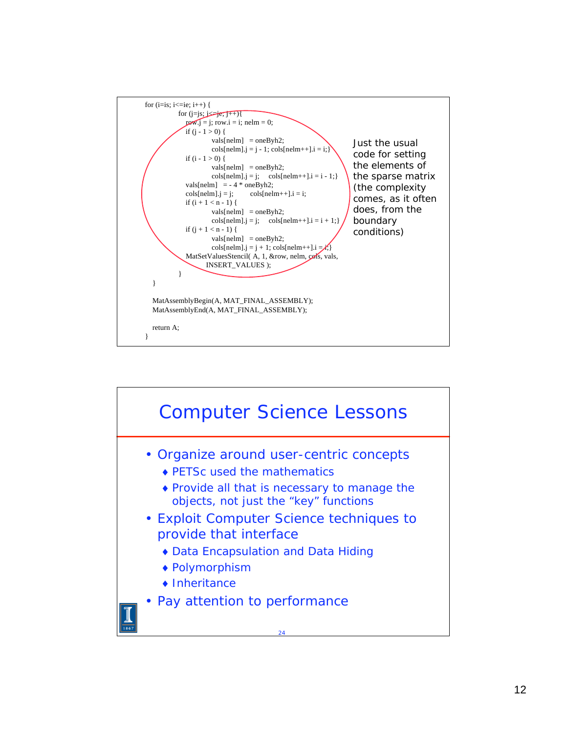```
for (i=is; i<=ie; i++) {
        for (j=js; j<=je; j++){
          row.j = j; row.i = i; nelm = 0;
          if (j - 1 > 0) {
                vals[nelm]   = oneByh2;
                cols[nelm].j = j - 1; cols[nelm++].i = i;}
          if (i - 1 > 0) {
                vals[nelm]   = oneByh2;
                cols[nelm].j = j;    cols[nelm++].i = i - 1;}
          vals[nelm]   = - 4 * oneByh2;
          cols[nelm].j = j;        cols[nelm++].i = i;
          if (i + 1 < n - 1) {
                vals[nelm]   = oneByh2;
                cols[nelm].j = j;    cols[nelm++].i = i + 1;}
          if (j + 1 < n - 1) {
                vals[nelm]   = oneByh2;
                cols[nelm].j = j + 1; cols[nelm++].i = i;}
          MatSetValuesStencil( A, 1, &row, nelm, cols, vals,
                INSERT_VALUES );
        }
  }

  MatAssemblyBegin(A, MAT_FINAL_ASSEMBLY);
  MatAssemblyEnd(A, MAT_FINAL_ASSEMBLY);

  return A;
}
```

Just the usual code for setting the elements of the sparse matrix (the complexity comes, as it often does, from the boundary conditions)

# Computer Science Lessons

- Organize around user-centric concepts
  - PETSc used the mathematics
  - Provide all that is necessary to manage the objects, not just the “key” functions
- Exploit Computer Science techniques to provide that interface
  - Data Encapsulation and Data Hiding
  - Polymorphism
  - Inheritance
- Pay attention to performance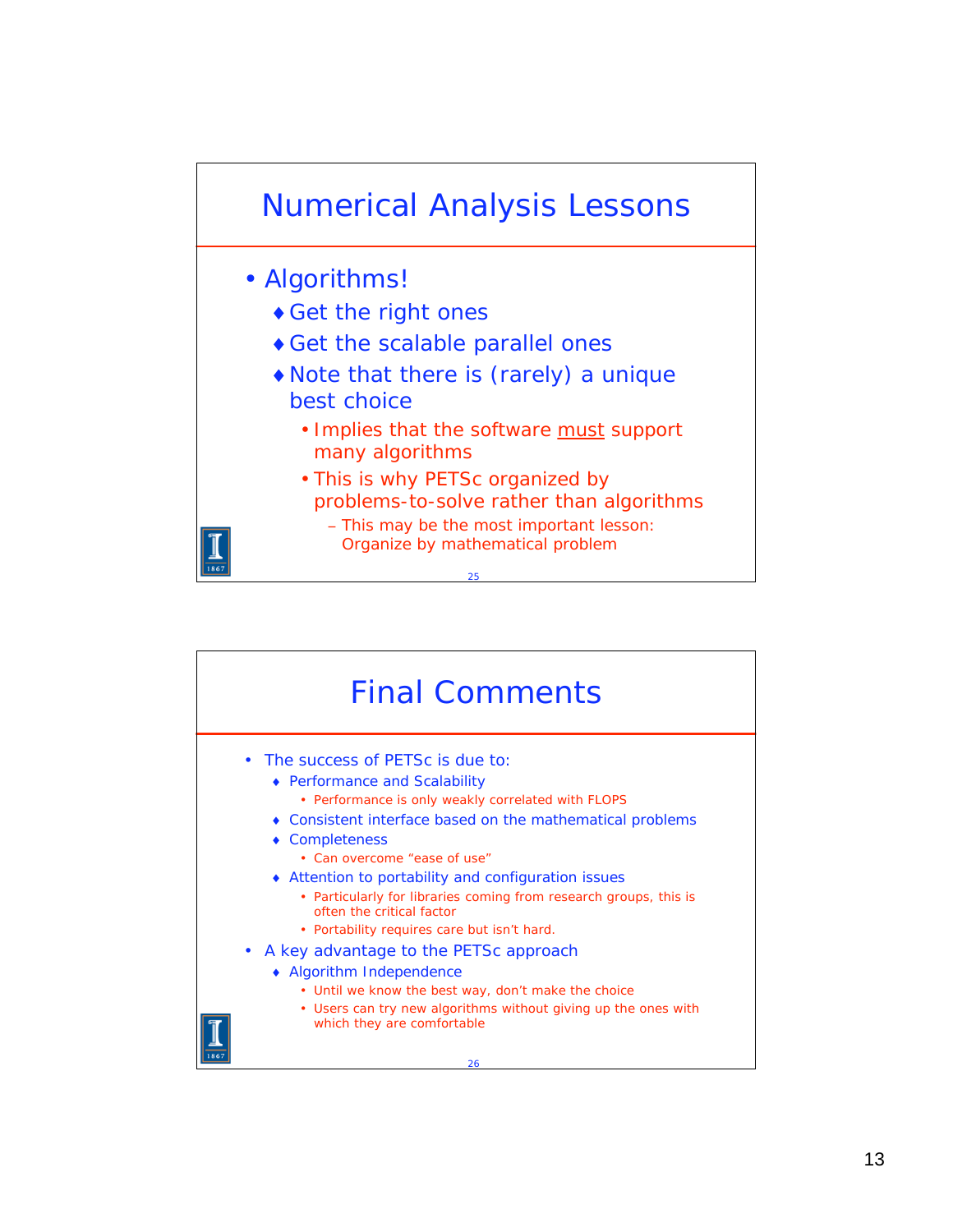# Numerical Analysis Lessons

- Algorithms!
  - Get the right ones
  - Get the scalable parallel ones
  - Note that there is (rarely) a unique best choice
    - Implies that the software <u>must</u> support many algorithms
    - This is why PETSc organized by problems-to-solve rather than algorithms
      - This may be the most important lesson: Organize by mathematical problem

# Final Comments

- The success of PETSc is due to:
  - Performance and Scalability
    - Performance is only weakly correlated with FLOPS
  - Consistent interface based on the mathematical problems
  - Completeness
    - Can overcome "ease of use"
  - Attention to portability and configuration issues
    - Particularly for libraries coming from research groups, this is often the critical factor
    - Portability requires care but isn't hard.
- A key advantage to the PETSc approach
  - Algorithm Independence
    - Until we know the best way, don't make the choice
    - Users can try new algorithms without giving up the ones with which they are comfortable